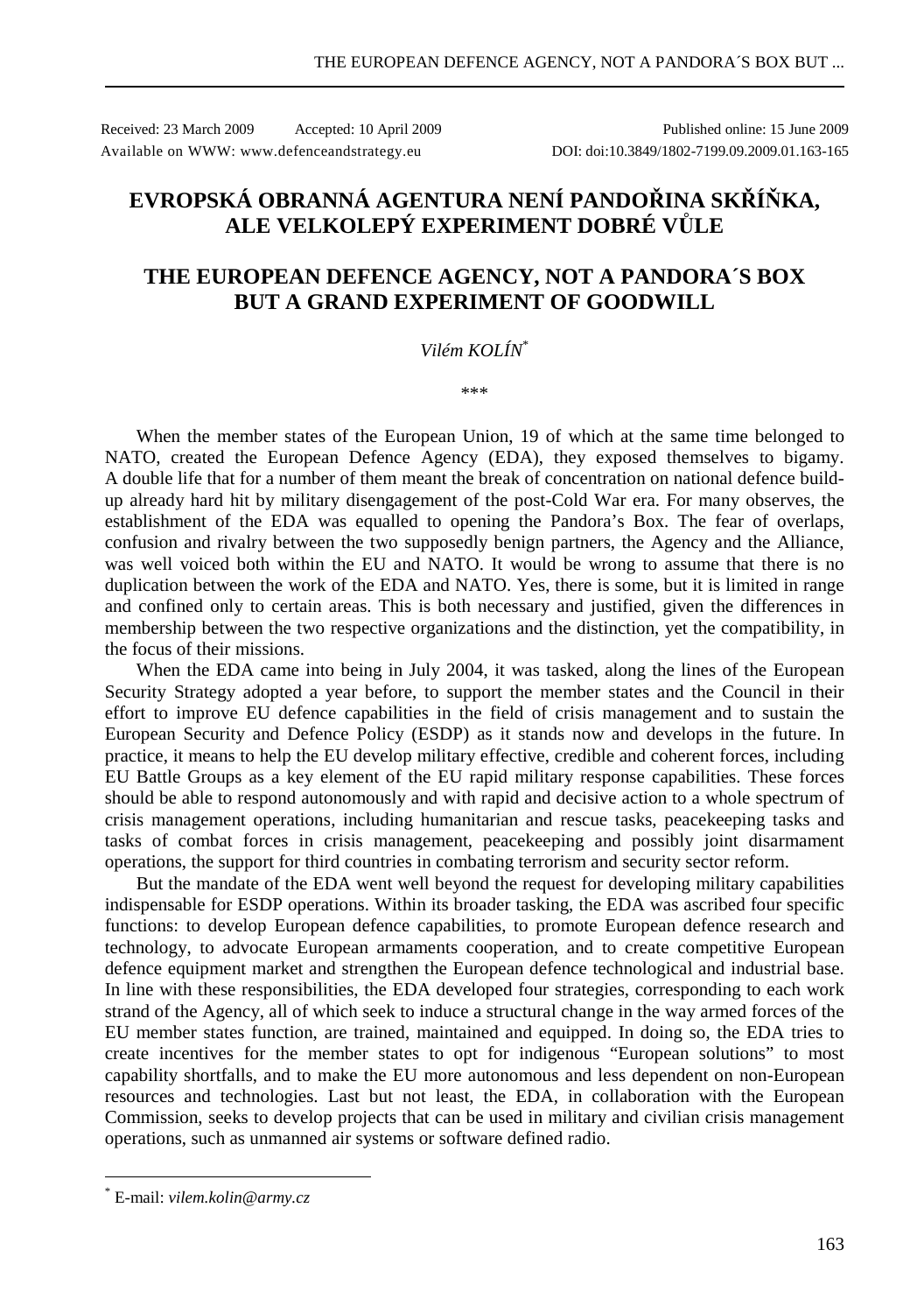Received: 23 March 2009 Accepted: 10 April 2009 Published online: 15 June 2009
Available on WWW: www.defenceandstrategy.eu DOI: doi:10.3849/1802-7199.09.2009.01.163-165

# EVROPSKÁ OBRANNÁ AGENTURA NENÍ PANDOŘINA SKŘÍŇKA, ALE VELKOLEPÝ EXPERIMENT DOBRÉ VŮLE

# THE EUROPEAN DEFENCE AGENCY, NOT A PANDORA´S BOX BUT A GRAND EXPERIMENT OF GOODWILL

*Vilém KOLÍN*[*]

\*\*\*

When the member states of the European Union, 19 of which at the same time belonged to NATO, created the European Defence Agency (EDA), they exposed themselves to bigamy. A double life that for a number of them meant the break of concentration on national defence build-up already hard hit by military disengagement of the post-Cold War era. For many observes, the establishment of the EDA was equalled to opening the Pandora's Box. The fear of overlaps, confusion and rivalry between the two supposedly benign partners, the Agency and the Alliance, was well voiced both within the EU and NATO. It would be wrong to assume that there is no duplication between the work of the EDA and NATO. Yes, there is some, but it is limited in range and confined only to certain areas. This is both necessary and justified, given the differences in membership between the two respective organizations and the distinction, yet the compatibility, in the focus of their missions.

When the EDA came into being in July 2004, it was tasked, along the lines of the European Security Strategy adopted a year before, to support the member states and the Council in their effort to improve EU defence capabilities in the field of crisis management and to sustain the European Security and Defence Policy (ESDP) as it stands now and develops in the future. In practice, it means to help the EU develop military effective, credible and coherent forces, including EU Battle Groups as a key element of the EU rapid military response capabilities. These forces should be able to respond autonomously and with rapid and decisive action to a whole spectrum of crisis management operations, including humanitarian and rescue tasks, peacekeeping tasks and tasks of combat forces in crisis management, peacekeeping and possibly joint disarmament operations, the support for third countries in combating terrorism and security sector reform.

But the mandate of the EDA went well beyond the request for developing military capabilities indispensable for ESDP operations. Within its broader tasking, the EDA was ascribed four specific functions: to develop European defence capabilities, to promote European defence research and technology, to advocate European armaments cooperation, and to create competitive European defence equipment market and strengthen the European defence technological and industrial base. In line with these responsibilities, the EDA developed four strategies, corresponding to each work strand of the Agency, all of which seek to induce a structural change in the way armed forces of the EU member states function, are trained, maintained and equipped. In doing so, the EDA tries to create incentives for the member states to opt for indigenous "European solutions" to most capability shortfalls, and to make the EU more autonomous and less dependent on non-European resources and technologies. Last but not least, the EDA, in collaboration with the European Commission, seeks to develop projects that can be used in military and civilian crisis management operations, such as unmanned air systems or software defined radio.

[*] E-mail: *vilem.kolin@army.cz*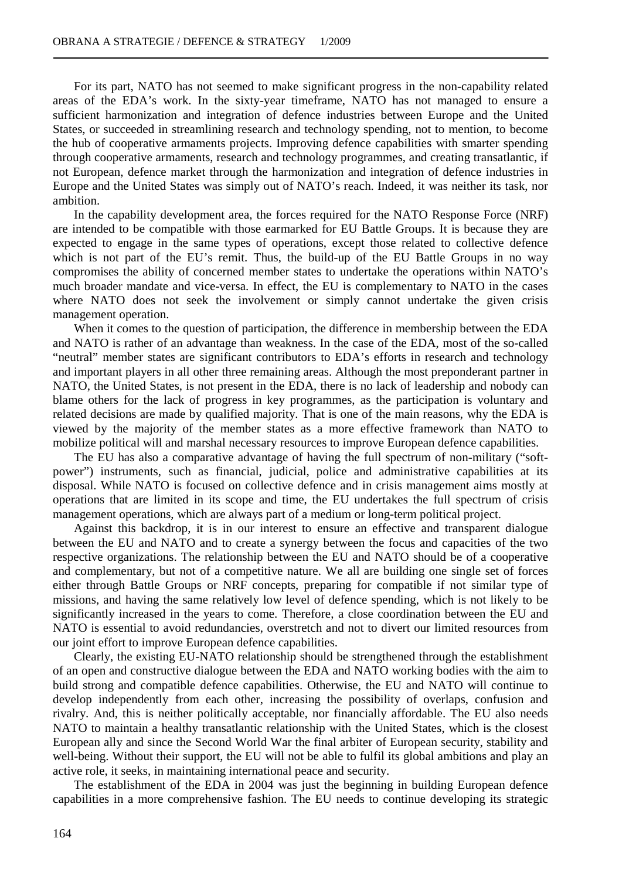For its part, NATO has not seemed to make significant progress in the non-capability related areas of the EDA's work. In the sixty-year timeframe, NATO has not managed to ensure a sufficient harmonization and integration of defence industries between Europe and the United States, or succeeded in streamlining research and technology spending, not to mention, to become the hub of cooperative armaments projects. Improving defence capabilities with smarter spending through cooperative armaments, research and technology programmes, and creating transatlantic, if not European, defence market through the harmonization and integration of defence industries in Europe and the United States was simply out of NATO's reach. Indeed, it was neither its task, nor ambition.

In the capability development area, the forces required for the NATO Response Force (NRF) are intended to be compatible with those earmarked for EU Battle Groups. It is because they are expected to engage in the same types of operations, except those related to collective defence which is not part of the EU's remit. Thus, the build-up of the EU Battle Groups in no way compromises the ability of concerned member states to undertake the operations within NATO's much broader mandate and vice-versa. In effect, the EU is complementary to NATO in the cases where NATO does not seek the involvement or simply cannot undertake the given crisis management operation.

When it comes to the question of participation, the difference in membership between the EDA and NATO is rather of an advantage than weakness. In the case of the EDA, most of the so-called "neutral" member states are significant contributors to EDA's efforts in research and technology and important players in all other three remaining areas. Although the most preponderant partner in NATO, the United States, is not present in the EDA, there is no lack of leadership and nobody can blame others for the lack of progress in key programmes, as the participation is voluntary and related decisions are made by qualified majority. That is one of the main reasons, why the EDA is viewed by the majority of the member states as a more effective framework than NATO to mobilize political will and marshal necessary resources to improve European defence capabilities.

The EU has also a comparative advantage of having the full spectrum of non-military ("soft-power") instruments, such as financial, judicial, police and administrative capabilities at its disposal. While NATO is focused on collective defence and in crisis management aims mostly at operations that are limited in its scope and time, the EU undertakes the full spectrum of crisis management operations, which are always part of a medium or long-term political project.

Against this backdrop, it is in our interest to ensure an effective and transparent dialogue between the EU and NATO and to create a synergy between the focus and capacities of the two respective organizations. The relationship between the EU and NATO should be of a cooperative and complementary, but not of a competitive nature. We all are building one single set of forces either through Battle Groups or NRF concepts, preparing for compatible if not similar type of missions, and having the same relatively low level of defence spending, which is not likely to be significantly increased in the years to come. Therefore, a close coordination between the EU and NATO is essential to avoid redundancies, overstretch and not to divert our limited resources from our joint effort to improve European defence capabilities.

Clearly, the existing EU-NATO relationship should be strengthened through the establishment of an open and constructive dialogue between the EDA and NATO working bodies with the aim to build strong and compatible defence capabilities. Otherwise, the EU and NATO will continue to develop independently from each other, increasing the possibility of overlaps, confusion and rivalry. And, this is neither politically acceptable, nor financially affordable. The EU also needs NATO to maintain a healthy transatlantic relationship with the United States, which is the closest European ally and since the Second World War the final arbiter of European security, stability and well-being. Without their support, the EU will not be able to fulfil its global ambitions and play an active role, it seeks, in maintaining international peace and security.

The establishment of the EDA in 2004 was just the beginning in building European defence capabilities in a more comprehensive fashion. The EU needs to continue developing its strategic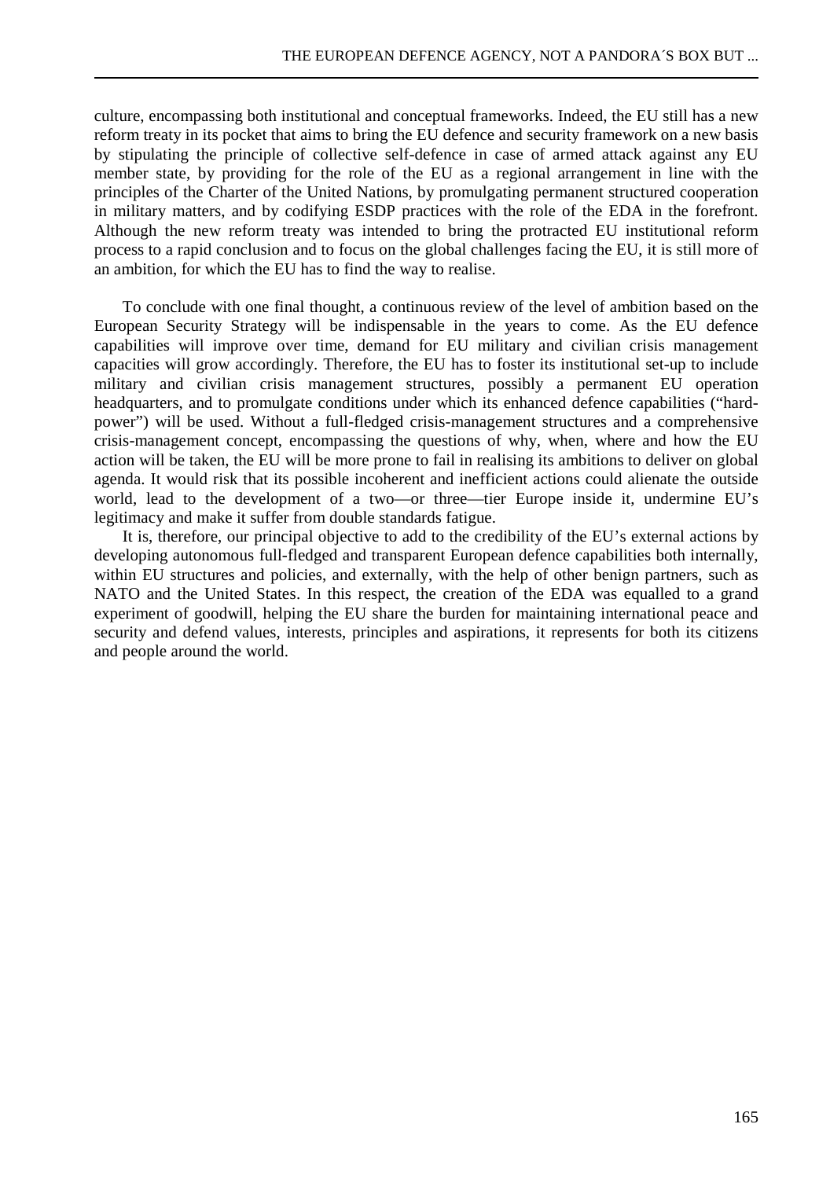culture, encompassing both institutional and conceptual frameworks. Indeed, the EU still has a new reform treaty in its pocket that aims to bring the EU defence and security framework on a new basis by stipulating the principle of collective self-defence in case of armed attack against any EU member state, by providing for the role of the EU as a regional arrangement in line with the principles of the Charter of the United Nations, by promulgating permanent structured cooperation in military matters, and by codifying ESDP practices with the role of the EDA in the forefront. Although the new reform treaty was intended to bring the protracted EU institutional reform process to a rapid conclusion and to focus on the global challenges facing the EU, it is still more of an ambition, for which the EU has to find the way to realise.

To conclude with one final thought, a continuous review of the level of ambition based on the European Security Strategy will be indispensable in the years to come. As the EU defence capabilities will improve over time, demand for EU military and civilian crisis management capacities will grow accordingly. Therefore, the EU has to foster its institutional set-up to include military and civilian crisis management structures, possibly a permanent EU operation headquarters, and to promulgate conditions under which its enhanced defence capabilities ("hard-power") will be used. Without a full-fledged crisis-management structures and a comprehensive crisis-management concept, encompassing the questions of why, when, where and how the EU action will be taken, the EU will be more prone to fail in realising its ambitions to deliver on global agenda. It would risk that its possible incoherent and inefficient actions could alienate the outside world, lead to the development of a two—or three—tier Europe inside it, undermine EU's legitimacy and make it suffer from double standards fatigue.

It is, therefore, our principal objective to add to the credibility of the EU's external actions by developing autonomous full-fledged and transparent European defence capabilities both internally, within EU structures and policies, and externally, with the help of other benign partners, such as NATO and the United States. In this respect, the creation of the EDA was equalled to a grand experiment of goodwill, helping the EU share the burden for maintaining international peace and security and defend values, interests, principles and aspirations, it represents for both its citizens and people around the world.